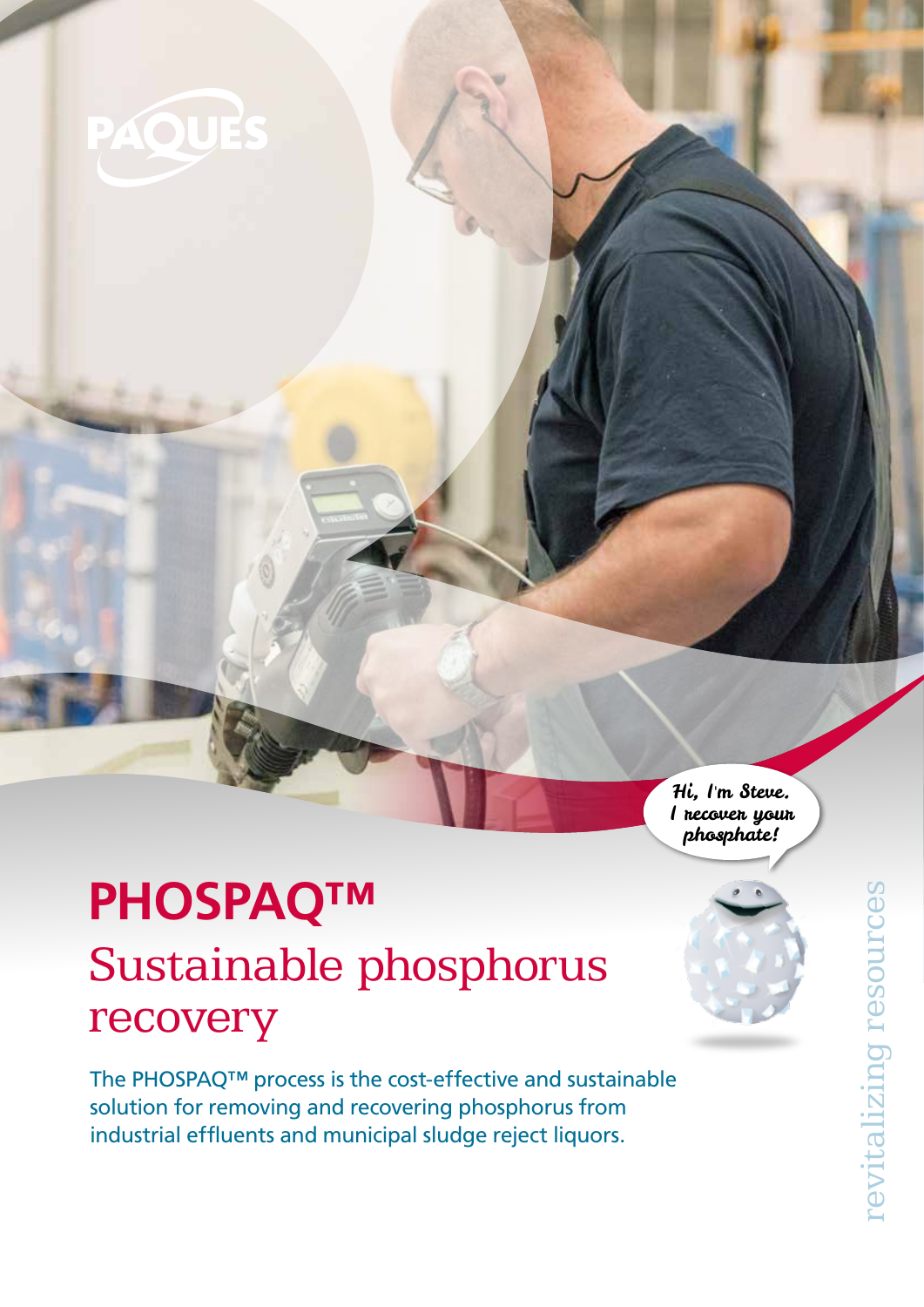PAQUES

Hi, I'm Steve. I recover your phosphate!

# PHOSPAQ™

## Sustainable phosphorus recovery

The PHOSPAQ™ process is the cost-effective and sustainable solution for removing and recovering phosphorus from industrial effluents and municipal sludge reject liquors.

revitalizing resources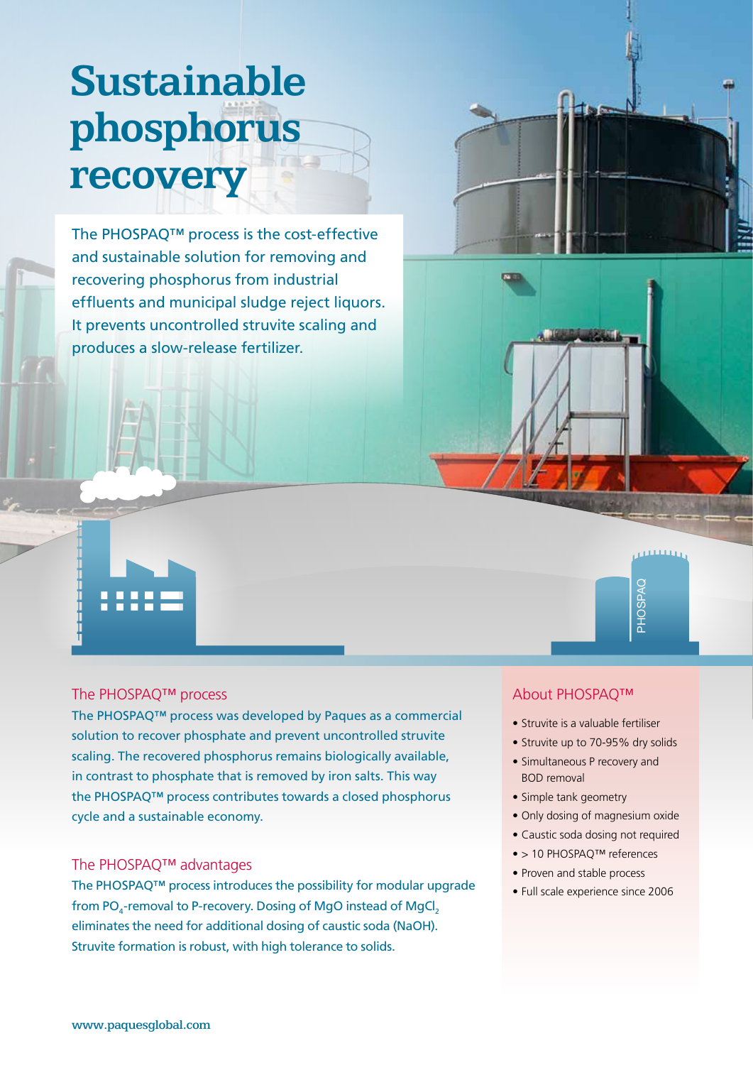# Sustainable phosphorus recovery

The PHOSPAQ™ process is the cost-effective and sustainable solution for removing and recovering phosphorus from industrial effluents and municipal sludge reject liquors. It prevents uncontrolled struvite scaling and produces a slow-release fertilizer.

## The PHOSPAQ™ process

The PHOSPAQ™ process was developed by Paques as a commercial solution to recover phosphate and prevent uncontrolled struvite scaling. The recovered phosphorus remains biologically available, in contrast to phosphate that is removed by iron salts. This way the PHOSPAQ™ process contributes towards a closed phosphorus cycle and a sustainable economy.

## The PHOSPAQ™ advantages

The PHOSPAQ™ process introduces the possibility for modular upgrade from $PO_4$-removal to P-recovery. Dosing of MgO instead of $MgCl_2$ eliminates the need for additional dosing of caustic soda (NaOH). Struvite formation is robust, with high tolerance to solids.

## About PHOSPAQ™

- Struvite is a valuable fertiliser
- Struvite up to 70-95% dry solids
- Simultaneous P recovery and BOD removal
- Simple tank geometry
- Only dosing of magnesium oxide
- Caustic soda dosing not required
- > 10 PHOSPAQ™ references
- Proven and stable process
- Full scale experience since 2006

www.paquesglobal.com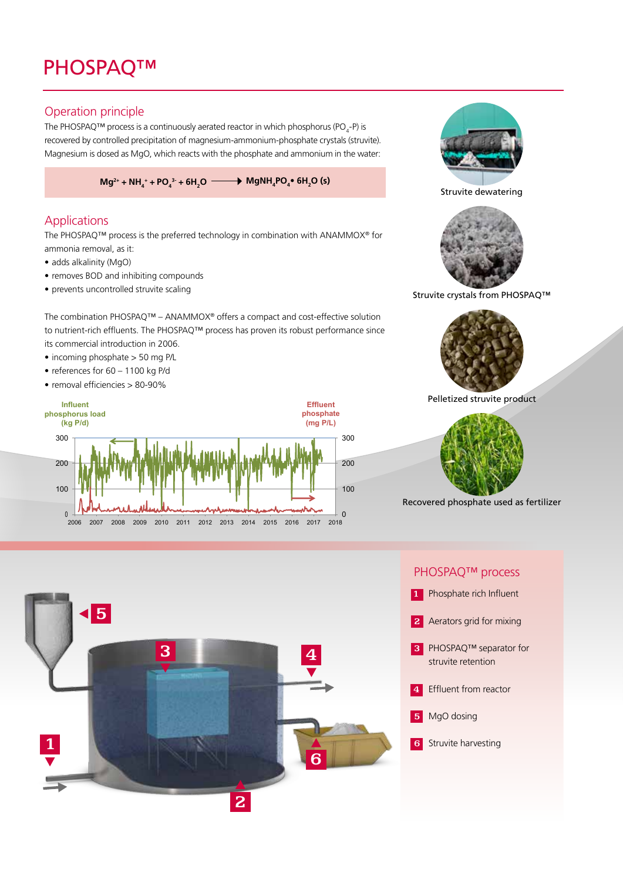# PHOSPAQ™

## Operation principle

The PHOSPAQ™ process is a continuously aerated reactor in which phosphorus ($PO_4$-P) is recovered by controlled precipitation of magnesium-ammonium-phosphate crystals (struvite). Magnesium is dosed as MgO, which reacts with the phosphate and ammonium in the water:

$$Mg^{2+} + NH_4^+ + PO_4^{3-} + 6H_2O \longrightarrow MgNH_4PO_4 \bullet 6H_2O\ (s)$$

## Applications

The PHOSPAQ™ process is the preferred technology in combination with ANAMMOX® for ammonia removal, as it:

- adds alkalinity (MgO)
- removes BOD and inhibiting compounds
- prevents uncontrolled struvite scaling

The combination PHOSPAQ™ – ANAMMOX® offers a compact and cost-effective solution to nutrient-rich effluents. The PHOSPAQ™ process has proven its robust performance since its commercial introduction in 2006.

- incoming phosphate > 50 mg P/L
- references for 60 – 1100 kg P/d
- removal efficiencies > 80-90%

Influent phosphorus load (kg P/d) — Effluent phosphate (mg P/L)

Struvite dewatering

Struvite crystals from PHOSPAQ™

Pelletized struvite product

Recovered phosphate used as fertilizer

## PHOSPAQ™ process

1. Phosphate rich Influent
2. Aerators grid for mixing
3. PHOSPAQ™ separator for struvite retention
4. Effluent from reactor
5. MgO dosing
6. Struvite harvesting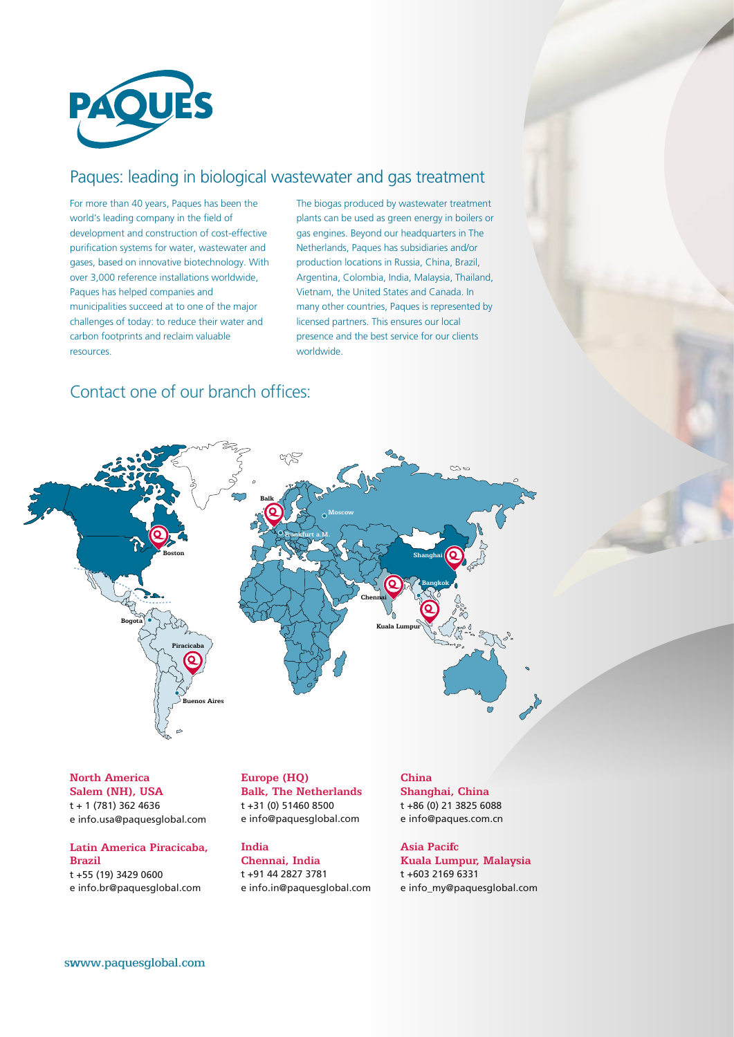PAQUES

## Paques: leading in biological wastewater and gas treatment

For more than 40 years, Paques has been the world's leading company in the field of development and construction of cost-effective purification systems for water, wastewater and gases, based on innovative biotechnology. With over 3,000 reference installations worldwide, Paques has helped companies and municipalities succeed at to one of the major challenges of today: to reduce their water and carbon footprints and reclaim valuable resources.

The biogas produced by wastewater treatment plants can be used as green energy in boilers or gas engines. Beyond our headquarters in The Netherlands, Paques has subsidiaries and/or production locations in Russia, China, Brazil, Argentina, Colombia, India, Malaysia, Thailand, Vietnam, the United States and Canada. In many other countries, Paques is represented by licensed partners. This ensures our local presence and the best service for our clients worldwide.

## Contact one of our branch offices:

Balk
Moscow
Frankfurt a.M.
Boston
Shanghai
Bangkok
Chennai
Kuala Lumpur
Bogota
Piracicaba
Buenos Aires

**North America**
**Salem (NH), USA**
t + 1 (781) 362 4636
e info.usa@paquesglobal.com

**Latin America Piracicaba, Brazil**
t +55 (19) 3429 0600
e info.br@paquesglobal.com

**Europe (HQ)**
**Balk, The Netherlands**
t +31 (0) 51460 8500
e info@paquesglobal.com

**India**
**Chennai, India**
t +91 44 2827 3781
e info.in@paquesglobal.com

**China**
**Shanghai, China**
t +86 (0) 21 3825 6088
e info@paques.com.cn

**Asia Pacifc**
**Kuala Lumpur, Malaysia**
t +603 2169 6331
e info_my@paquesglobal.com

swww.paquesglobal.com